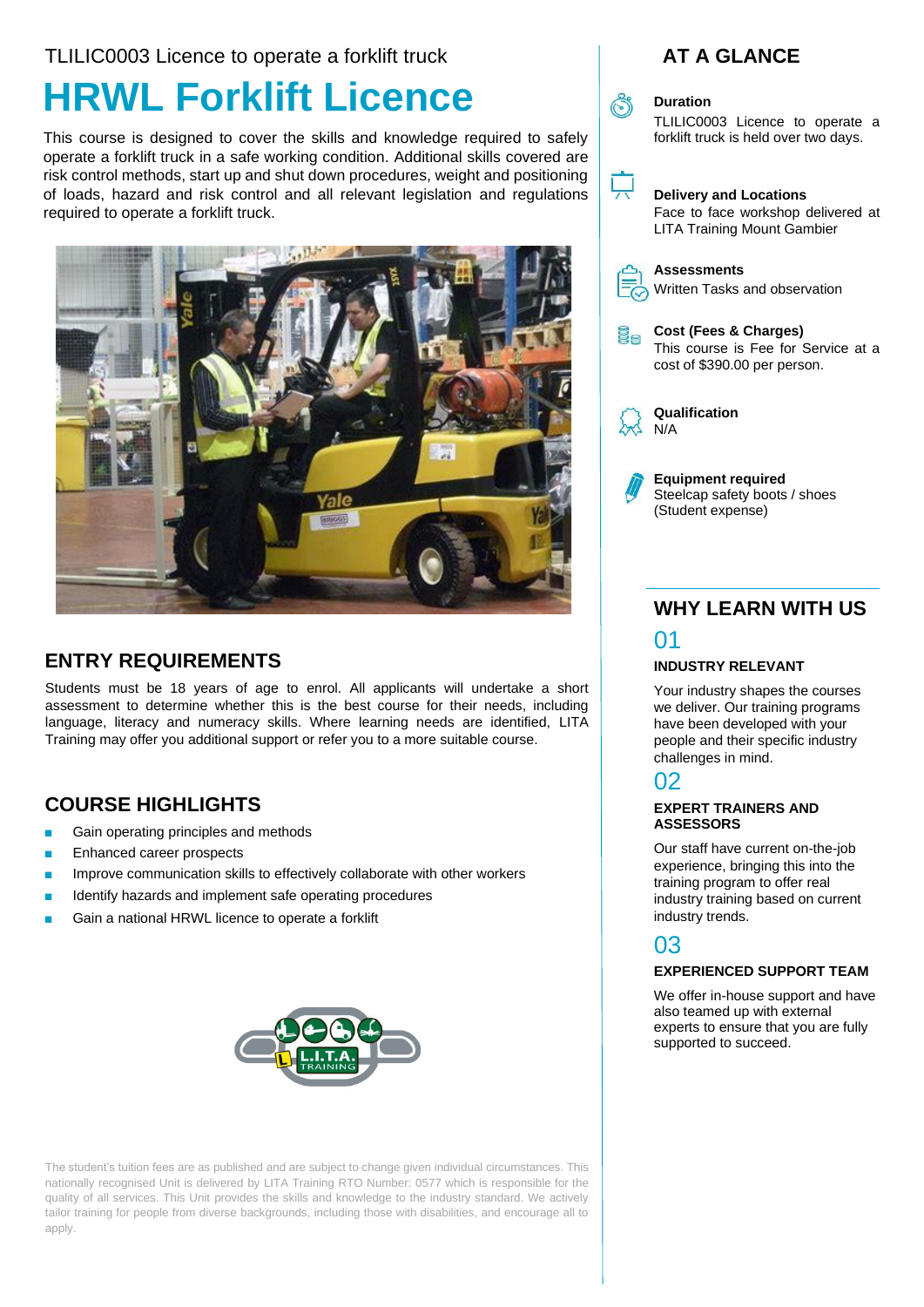TLILIC0003 Licence to operate a forklift truck

# HRWL Forklift Licence

This course is designed to cover the skills and knowledge required to safely operate a forklift truck in a safe working condition. Additional skills covered are risk control methods, start up and shut down procedures, weight and positioning of loads, hazard and risk control and all relevant legislation and regulations required to operate a forklift truck.

## ENTRY REQUIREMENTS

Students must be 18 years of age to enrol. All applicants will undertake a short assessment to determine whether this is the best course for their needs, including language, literacy and numeracy skills. Where learning needs are identified, LITA Training may offer you additional support or refer you to a more suitable course.

## COURSE HIGHLIGHTS

- Gain operating principles and methods
- Enhanced career prospects
- Improve communication skills to effectively collaborate with other workers
- Identify hazards and implement safe operating procedures
- Gain a national HRWL licence to operate a forklift

The student's tuition fees are as published and are subject to change given individual circumstances. This nationally recognised Unit is delivered by LITA Training RTO Number: 0577 which is responsible for the quality of all services. This Unit provides the skills and knowledge to the industry standard. We actively tailor training for people from diverse backgrounds, including those with disabilities, and encourage all to apply.

## AT A GLANCE

**Duration**
TLILIC0003 Licence to operate a forklift truck is held over two days.

**Delivery and Locations**
Face to face workshop delivered at LITA Training Mount Gambier

**Assessments**
Written Tasks and observation

**Cost (Fees & Charges)**
This course is Fee for Service at a cost of $390.00 per person.

**Qualification**
N/A

**Equipment required**
Steelcap safety boots / shoes (Student expense)

## WHY LEARN WITH US

### 01
**INDUSTRY RELEVANT**

Your industry shapes the courses we deliver. Our training programs have been developed with your people and their specific industry challenges in mind.

### 02
**EXPERT TRAINERS AND ASSESSORS**

Our staff have current on-the-job experience, bringing this into the training program to offer real industry training based on current industry trends.

### 03
**EXPERIENCED SUPPORT TEAM**

We offer in-house support and have also teamed up with external experts to ensure that you are fully supported to succeed.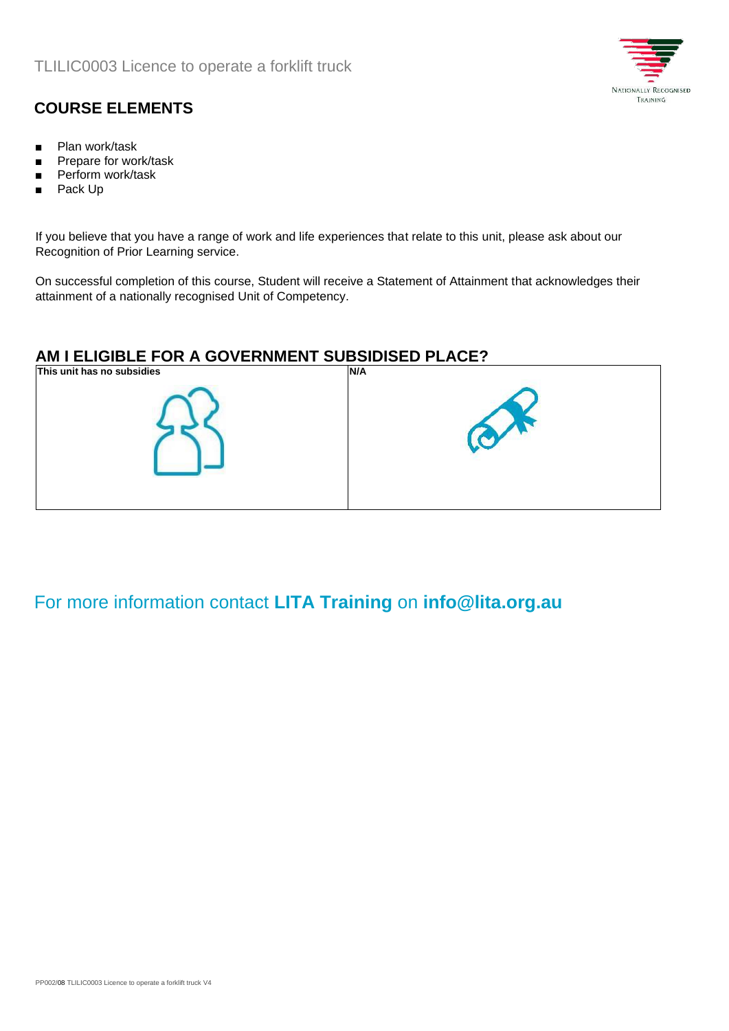## COURSE ELEMENTS

- Plan work/task
- Prepare for work/task
- Perform work/task
- Pack Up

If you believe that you have a range of work and life experiences that relate to this unit, please ask about our Recognition of Prior Learning service.

On successful completion of this course, Student will receive a Statement of Attainment that acknowledges their attainment of a nationally recognised Unit of Competency.

## AM I ELIGIBLE FOR A GOVERNMENT SUBSIDISED PLACE?

| | |
|---|---|
| **This unit has no subsidies** | **N/A** |

For more information contact **LITA Training** on **info@lita.org.au**